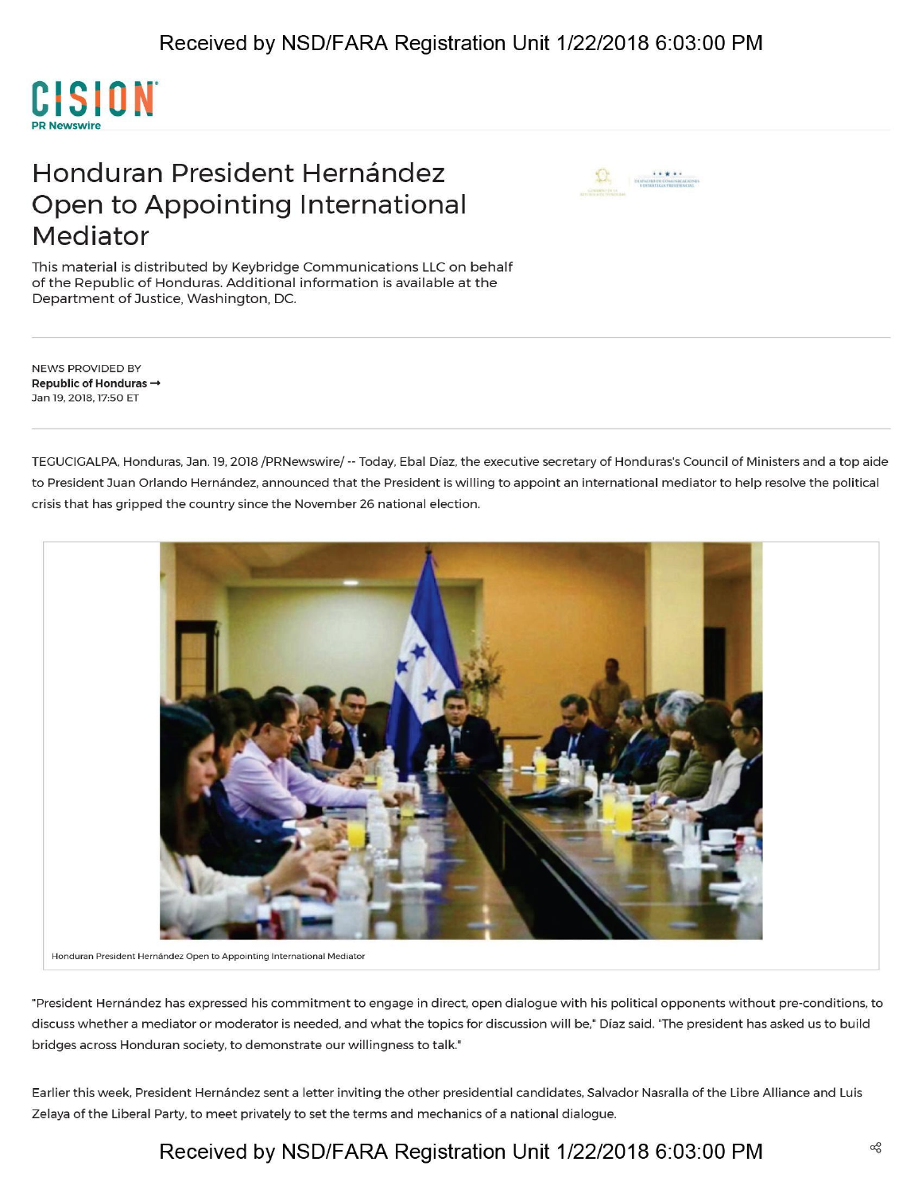CISION
PR Newswire

# Honduran President Hernández Open to Appointing International Mediator

This material is distributed by Keybridge Communications LLC on behalf of the Republic of Honduras. Additional information is available at the Department of Justice, Washington, DC.

NEWS PROVIDED BY
**Republic of Honduras →**
Jan 19, 2018, 17:50 ET

TEGUCIGALPA, Honduras, Jan. 19, 2018 /PRNewswire/ -- Today, Ebal Díaz, the executive secretary of Honduras's Council of Ministers and a top aide to President Juan Orlando Hernández, announced that the President is willing to appoint an international mediator to help resolve the political crisis that has gripped the country since the November 26 national election.

Honduran President Hernández Open to Appointing International Mediator

"President Hernández has expressed his commitment to engage in direct, open dialogue with his political opponents without pre-conditions, to discuss whether a mediator or moderator is needed, and what the topics for discussion will be," Díaz said. "The president has asked us to build bridges across Honduran society, to demonstrate our willingness to talk."

Earlier this week, President Hernández sent a letter inviting the other presidential candidates, Salvador Nasralla of the Libre Alliance and Luis Zelaya of the Liberal Party, to meet privately to set the terms and mechanics of a national dialogue.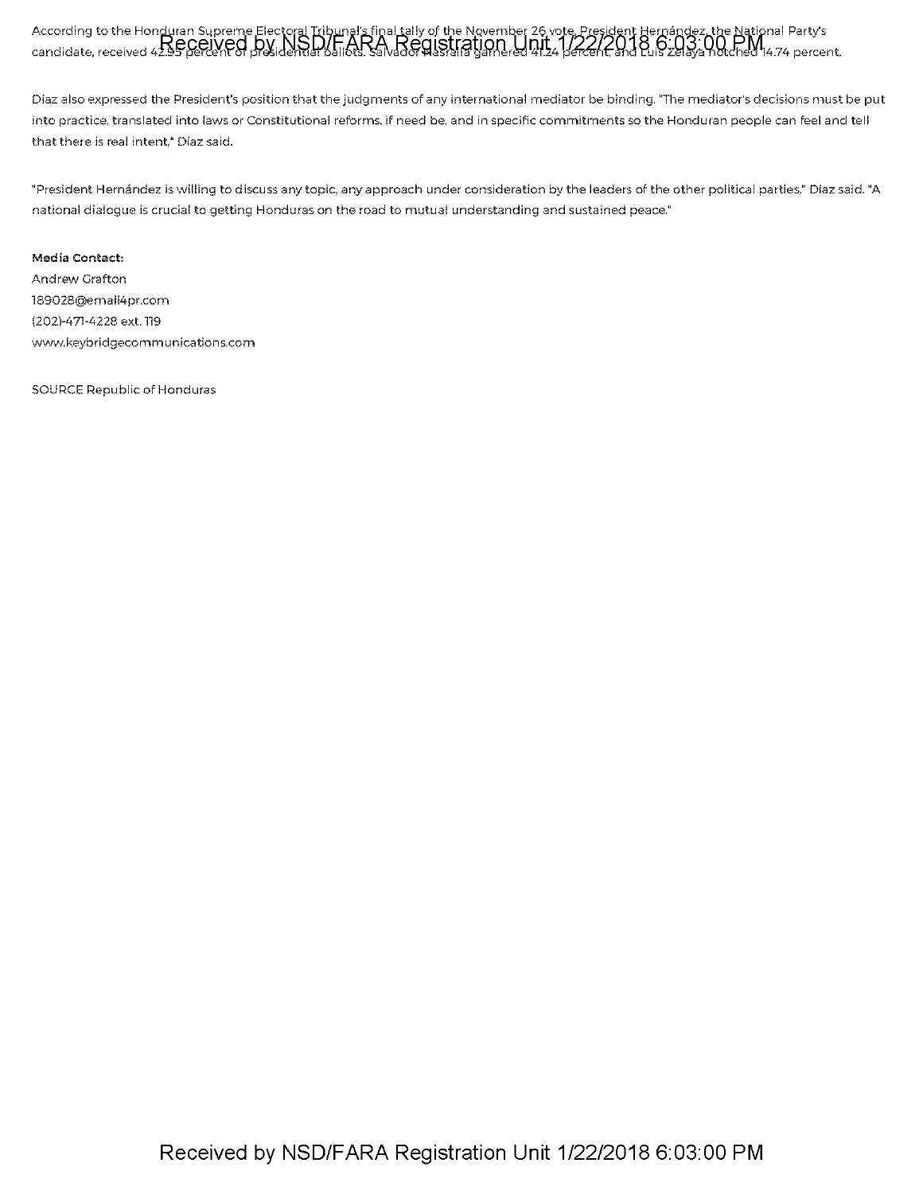According to the Honduran Supreme Electoral Tribunal's final tally of the November 26 vote, President Hernández, the National Party's candidate, received 42.95 percent of presidential ballots. Salvador Nasralla gathered 41.24 percent, and Luis Zelaya notched 14.74 percent.

Díaz also expressed the President's position that the judgments of any international mediator be binding. "The mediator's decisions must be put into practice, translated into laws or Constitutional reforms, if need be, and in specific commitments so the Honduran people can feel and tell that there is real intent," Díaz said.

"President Hernández is willing to discuss any topic, any approach under consideration by the leaders of the other political parties," Díaz said. "A national dialogue is crucial to getting Honduras on the road to mutual understanding and sustained peace."

**Media Contact:**
Andrew Grafton
189028@email4pr.com
(202)-471-4228 ext. 119
www.keybridgecommunications.com

SOURCE Republic of Honduras